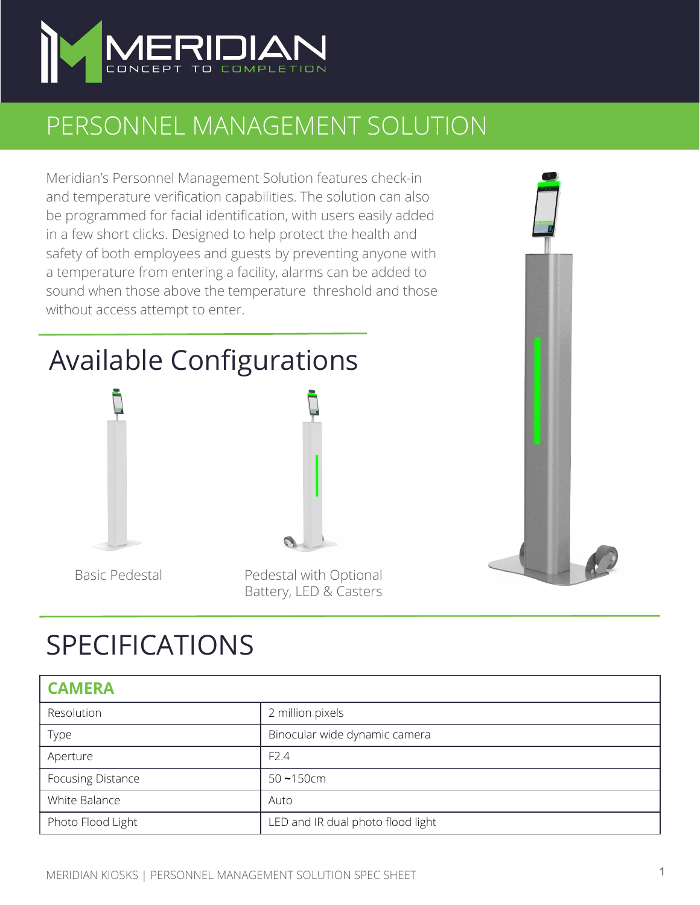MERIDIAN

CONCEPT TO COMPLETION

# PERSONNEL MANAGEMENT SOLUTION

Meridian's Personnel Management Solution features check-in and temperature verification capabilities. The solution can also be programmed for facial identification, with users easily added in a few short clicks. Designed to help protect the health and safety of both employees and guests by preventing anyone with a temperature from entering a facility, alarms can be added to sound when those above the temperature threshold and those without access attempt to enter.

## Available Configurations

Basic Pedestal

Pedestal with Optional Battery, LED & Casters

# SPECIFICATIONS

| CAMERA | |
|---|---|
| Resolution | 2 million pixels |
| Type | Binocular wide dynamic camera |
| Aperture | F2.4 |
| Focusing Distance | 50 ~150cm |
| White Balance | Auto |
| Photo Flood Light | LED and IR dual photo flood light |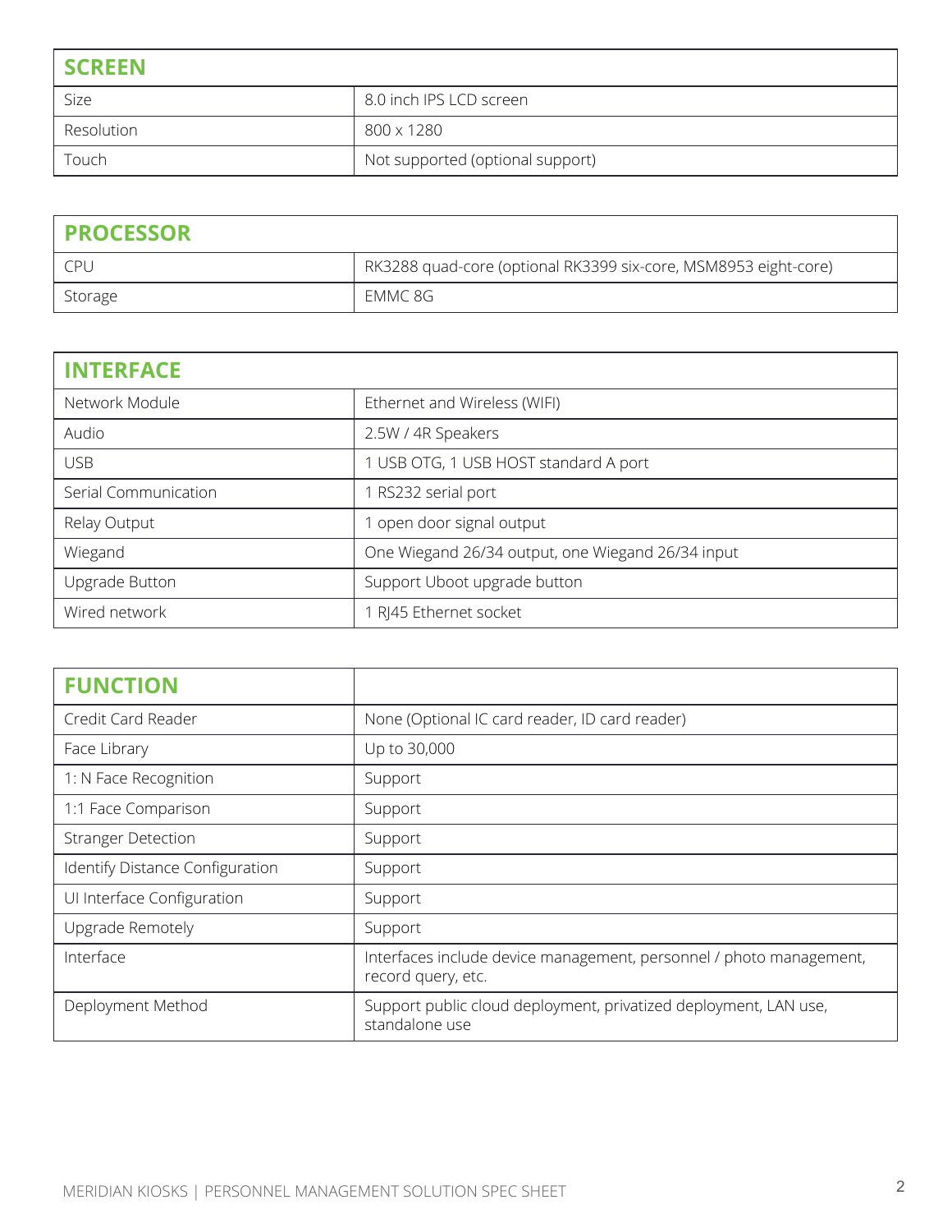| SCREEN | |
|---|---|
| Size | 8.0 inch IPS LCD screen |
| Resolution | 800 x 1280 |
| Touch | Not supported (optional support) |

| PROCESSOR | |
|---|---|
| CPU | RK3288 quad-core (optional RK3399 six-core, MSM8953 eight-core) |
| Storage | EMMC 8G |

| INTERFACE | |
|---|---|
| Network Module | Ethernet and Wireless (WIFI) |
| Audio | 2.5W / 4R Speakers |
| USB | 1 USB OTG, 1 USB HOST standard A port |
| Serial Communication | 1 RS232 serial port |
| Relay Output | 1 open door signal output |
| Wiegand | One Wiegand 26/34 output, one Wiegand 26/34 input |
| Upgrade Button | Support Uboot upgrade button |
| Wired network | 1 RJ45 Ethernet socket |

| FUNCTION | |
|---|---|
| Credit Card Reader | None (Optional IC card reader, ID card reader) |
| Face Library | Up to 30,000 |
| 1: N Face Recognition | Support |
| 1:1 Face Comparison | Support |
| Stranger Detection | Support |
| Identify Distance Configuration | Support |
| UI Interface Configuration | Support |
| Upgrade Remotely | Support |
| Interface | Interfaces include device management, personnel / photo management, record query, etc. |
| Deployment Method | Support public cloud deployment, privatized deployment, LAN use, standalone use |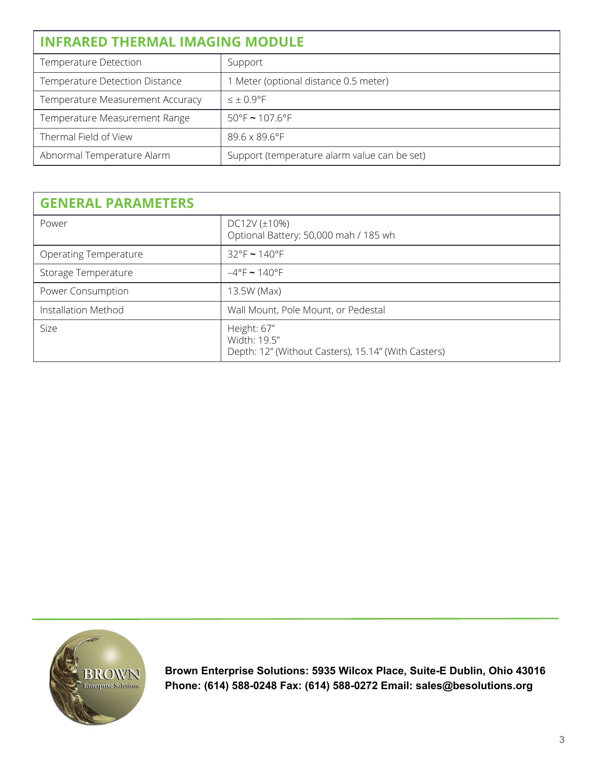| INFRARED THERMAL IMAGING MODULE | |
|---|---|
| Temperature Detection | Support |
| Temperature Detection Distance | 1 Meter (optional distance 0.5 meter) |
| Temperature Measurement Accuracy | ≤ ± 0.9°F |
| Temperature Measurement Range | 50°F ~ 107.6°F |
| Thermal Field of View | 89.6 x 89.6°F |
| Abnormal Temperature Alarm | Support (temperature alarm value can be set) |

| GENERAL PARAMETERS | |
|---|---|
| Power | DC12V (±10%)<br>Optional Battery: 50,000 mah / 185 wh |
| Operating Temperature | 32°F ~ 140°F |
| Storage Temperature | –4°F ~ 140°F |
| Power Consumption | 13.5W (Max) |
| Installation Method | Wall Mount, Pole Mount, or Pedestal |
| Size | Height: 67"<br>Width: 19.5"<br>Depth: 12" (Without Casters), 15.14" (With Casters) |

**Brown Enterprise Solutions: 5935 Wilcox Place, Suite-E Dublin, Ohio 43016**
**Phone: (614) 588-0248 Fax: (614) 588-0272 Email: sales@besolutions.org**